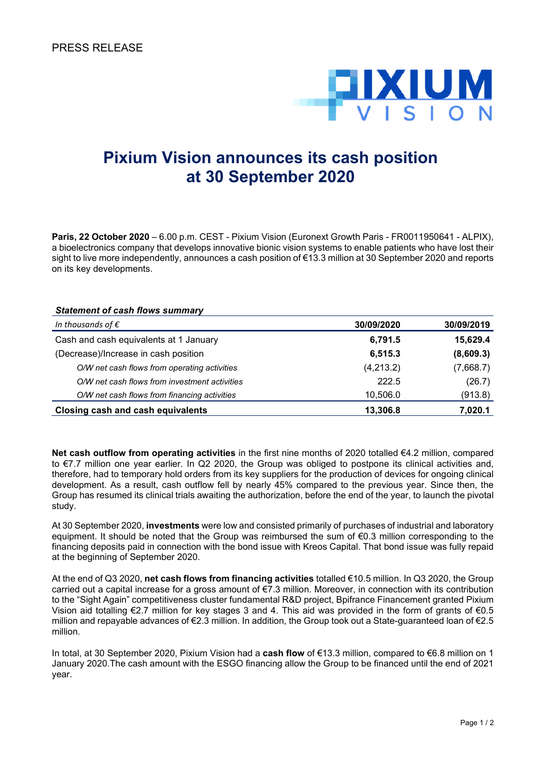PRESS RELEASE

# Pixium Vision announces its cash position at 30 September 2020

**Paris, 22 October 2020** – 6.00 p.m. CEST - Pixium Vision (Euronext Growth Paris - FR0011950641 - ALPIX), a bioelectronics company that develops innovative bionic vision systems to enable patients who have lost their sight to live more independently, announces a cash position of €13.3 million at 30 September 2020 and reports on its key developments.

***Statement of cash flows summary***

| *In thousands of €* | **30/09/2020** | **30/09/2019** |
|---|---|---|
| Cash and cash equivalents at 1 January | **6,791.5** | **15,629.4** |
| (Decrease)/Increase in cash position | **6,515.3** | **(8,609.3)** |
| *O/W net cash flows from operating activities* | (4,213.2) | (7,668.7) |
| *O/W net cash flows from investment activities* | 222.5 | (26.7) |
| *O/W net cash flows from financing activities* | 10,506.0 | (913.8) |
| **Closing cash and cash equivalents** | **13,306.8** | **7,020.1** |

**Net cash outflow from operating activities** in the first nine months of 2020 totalled €4.2 million, compared to €7.7 million one year earlier. In Q2 2020, the Group was obliged to postpone its clinical activities and, therefore, had to temporary hold orders from its key suppliers for the production of devices for ongoing clinical development. As a result, cash outflow fell by nearly 45% compared to the previous year. Since then, the Group has resumed its clinical trials awaiting the authorization, before the end of the year, to launch the pivotal study.

At 30 September 2020, **investments** were low and consisted primarily of purchases of industrial and laboratory equipment. It should be noted that the Group was reimbursed the sum of €0.3 million corresponding to the financing deposits paid in connection with the bond issue with Kreos Capital. That bond issue was fully repaid at the beginning of September 2020.

At the end of Q3 2020, **net cash flows from financing activities** totalled €10.5 million. In Q3 2020, the Group carried out a capital increase for a gross amount of €7.3 million. Moreover, in connection with its contribution to the "Sight Again" competitiveness cluster fundamental R&D project, Bpifrance Financement granted Pixium Vision aid totalling €2.7 million for key stages 3 and 4. This aid was provided in the form of grants of €0.5 million and repayable advances of €2.3 million. In addition, the Group took out a State-guaranteed loan of €2.5 million.

In total, at 30 September 2020, Pixium Vision had a **cash flow** of €13.3 million, compared to €6.8 million on 1 January 2020.The cash amount with the ESGO financing allow the Group to be financed until the end of 2021 year.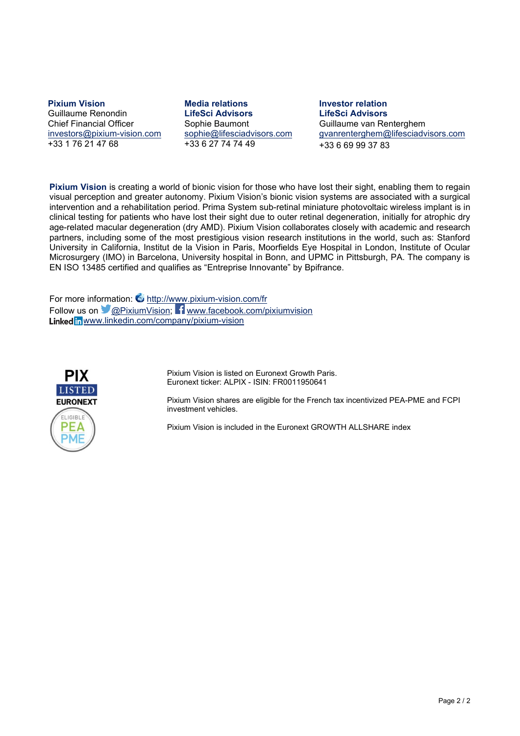| | | |
|---|---|---|
| **Pixium Vision** | **Media relations** | **Investor relation** |
| Guillaume Renondin | **LifeSci Advisors** | **LifeSci Advisors** |
| Chief Financial Officer | Sophie Baumont | Guillaume van Renterghem |
| investors@pixium-vision.com | sophie@lifesciadvisors.com | gvanrenterghem@lifesciadvisors.com |
| +33 1 76 21 47 68 | +33 6 27 74 74 49 | +33 6 69 99 37 83 |

**Pixium Vision** is creating a world of bionic vision for those who have lost their sight, enabling them to regain visual perception and greater autonomy. Pixium Vision's bionic vision systems are associated with a surgical intervention and a rehabilitation period. Prima System sub-retinal miniature photovoltaic wireless implant is in clinical testing for patients who have lost their sight due to outer retinal degeneration, initially for atrophic dry age-related macular degeneration (dry AMD). Pixium Vision collaborates closely with academic and research partners, including some of the most prestigious vision research institutions in the world, such as: Stanford University in California, Institut de la Vision in Paris, Moorfields Eye Hospital in London, Institute of Ocular Microsurgery (IMO) in Barcelona, University hospital in Bonn, and UPMC in Pittsburgh, PA. The company is EN ISO 13485 certified and qualifies as "Entreprise Innovante" by Bpifrance.

For more information: http://www.pixium-vision.com/fr
Follow us on @PixiumVision; www.facebook.com/pixiumvision
LinkedIn www.linkedin.com/company/pixium-vision

PIX LISTED EURONEXT

ELIGIBLE PEA PME

Pixium Vision is listed on Euronext Growth Paris.
Euronext ticker: ALPIX - ISIN: FR0011950641

Pixium Vision shares are eligible for the French tax incentivized PEA-PME and FCPI investment vehicles.

Pixium Vision is included in the Euronext GROWTH ALLSHARE index